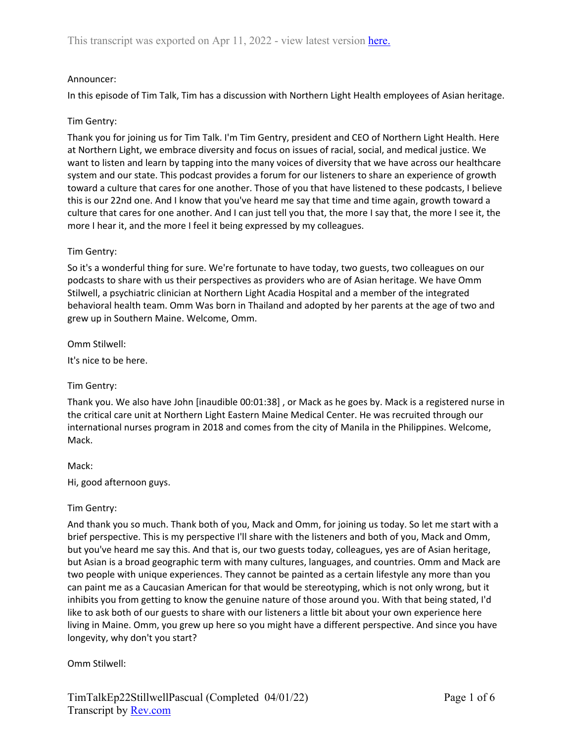Announcer:

In this episode of Tim Talk, Tim has a discussion with Northern Light Health employees of Asian heritage.

Tim Gentry:

Thank you for joining us for Tim Talk. I'm Tim Gentry, president and CEO of Northern Light Health. Here at Northern Light, we embrace diversity and focus on issues of racial, social, and medical justice. We want to listen and learn by tapping into the many voices of diversity that we have across our healthcare system and our state. This podcast provides a forum for our listeners to share an experience of growth toward a culture that cares for one another. Those of you that have listened to these podcasts, I believe this is our 22nd one. And I know that you've heard me say that time and time again, growth toward a culture that cares for one another. And I can just tell you that, the more I say that, the more I see it, the more I hear it, and the more I feel it being expressed by my colleagues.

Tim Gentry:

So it's a wonderful thing for sure. We're fortunate to have today, two guests, two colleagues on our podcasts to share with us their perspectives as providers who are of Asian heritage. We have Omm Stilwell, a psychiatric clinician at Northern Light Acadia Hospital and a member of the integrated behavioral health team. Omm Was born in Thailand and adopted by her parents at the age of two and grew up in Southern Maine. Welcome, Omm.

Omm Stilwell:

It's nice to be here.

Tim Gentry:

Thank you. We also have John [inaudible 00:01:38] , or Mack as he goes by. Mack is a registered nurse in the critical care unit at Northern Light Eastern Maine Medical Center. He was recruited through our international nurses program in 2018 and comes from the city of Manila in the Philippines. Welcome, Mack.

Mack:

Hi, good afternoon guys.

Tim Gentry:

And thank you so much. Thank both of you, Mack and Omm, for joining us today. So let me start with a brief perspective. This is my perspective I'll share with the listeners and both of you, Mack and Omm, but you've heard me say this. And that is, our two guests today, colleagues, yes are of Asian heritage, but Asian is a broad geographic term with many cultures, languages, and countries. Omm and Mack are two people with unique experiences. They cannot be painted as a certain lifestyle any more than you can paint me as a Caucasian American for that would be stereotyping, which is not only wrong, but it inhibits you from getting to know the genuine nature of those around you. With that being stated, I'd like to ask both of our guests to share with our listeners a little bit about your own experience here living in Maine. Omm, you grew up here so you might have a different perspective. And since you have longevity, why don't you start?

Omm Stilwell: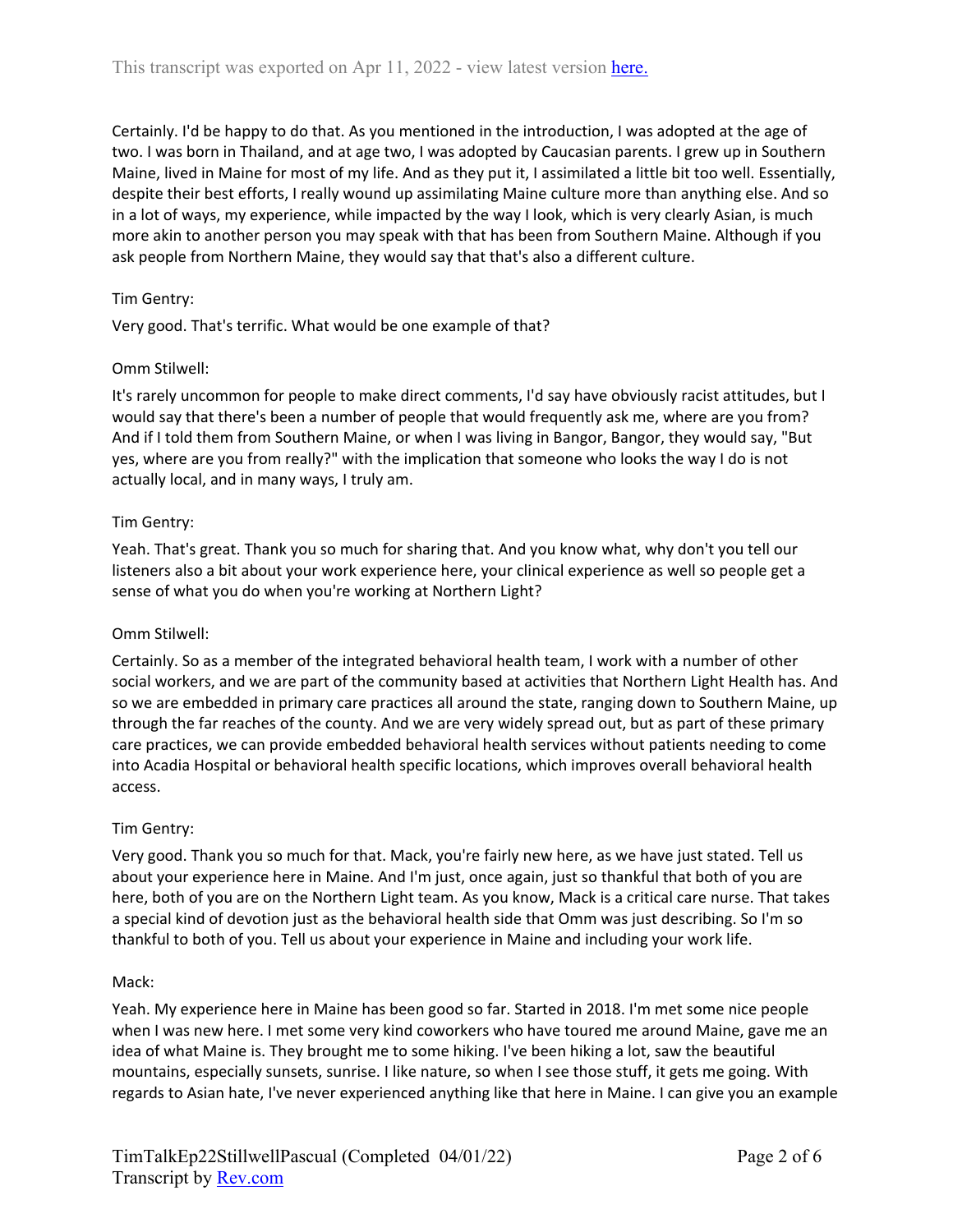Certainly. I'd be happy to do that. As you mentioned in the introduction, I was adopted at the age of two. I was born in Thailand, and at age two, I was adopted by Caucasian parents. I grew up in Southern Maine, lived in Maine for most of my life. And as they put it, I assimilated a little bit too well. Essentially, despite their best efforts, I really wound up assimilating Maine culture more than anything else. And so in a lot of ways, my experience, while impacted by the way I look, which is very clearly Asian, is much more akin to another person you may speak with that has been from Southern Maine. Although if you ask people from Northern Maine, they would say that that's also a different culture.

Tim Gentry:

Very good. That's terrific. What would be one example of that?

Omm Stilwell:

It's rarely uncommon for people to make direct comments, I'd say have obviously racist attitudes, but I would say that there's been a number of people that would frequently ask me, where are you from? And if I told them from Southern Maine, or when I was living in Bangor, Bangor, they would say, "But yes, where are you from really?" with the implication that someone who looks the way I do is not actually local, and in many ways, I truly am.

Tim Gentry:

Yeah. That's great. Thank you so much for sharing that. And you know what, why don't you tell our listeners also a bit about your work experience here, your clinical experience as well so people get a sense of what you do when you're working at Northern Light?

Omm Stilwell:

Certainly. So as a member of the integrated behavioral health team, I work with a number of other social workers, and we are part of the community based at activities that Northern Light Health has. And so we are embedded in primary care practices all around the state, ranging down to Southern Maine, up through the far reaches of the county. And we are very widely spread out, but as part of these primary care practices, we can provide embedded behavioral health services without patients needing to come into Acadia Hospital or behavioral health specific locations, which improves overall behavioral health access.

Tim Gentry:

Very good. Thank you so much for that. Mack, you're fairly new here, as we have just stated. Tell us about your experience here in Maine. And I'm just, once again, just so thankful that both of you are here, both of you are on the Northern Light team. As you know, Mack is a critical care nurse. That takes a special kind of devotion just as the behavioral health side that Omm was just describing. So I'm so thankful to both of you. Tell us about your experience in Maine and including your work life.

Mack:

Yeah. My experience here in Maine has been good so far. Started in 2018. I'm met some nice people when I was new here. I met some very kind coworkers who have toured me around Maine, gave me an idea of what Maine is. They brought me to some hiking. I've been hiking a lot, saw the beautiful mountains, especially sunsets, sunrise. I like nature, so when I see those stuff, it gets me going. With regards to Asian hate, I've never experienced anything like that here in Maine. I can give you an example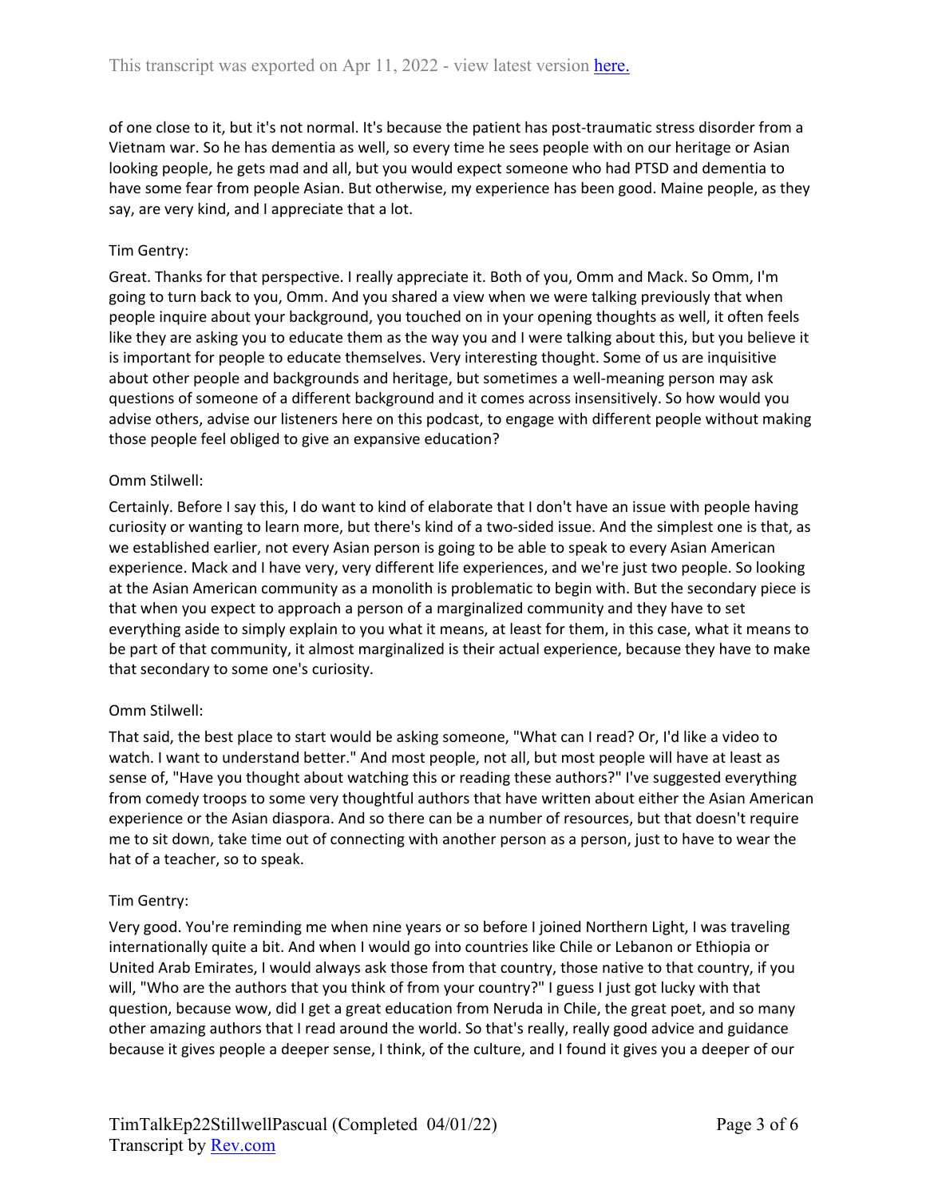of one close to it, but it's not normal. It's because the patient has post-traumatic stress disorder from a Vietnam war. So he has dementia as well, so every time he sees people with on our heritage or Asian looking people, he gets mad and all, but you would expect someone who had PTSD and dementia to have some fear from people Asian. But otherwise, my experience has been good. Maine people, as they say, are very kind, and I appreciate that a lot.

Tim Gentry:

Great. Thanks for that perspective. I really appreciate it. Both of you, Omm and Mack. So Omm, I'm going to turn back to you, Omm. And you shared a view when we were talking previously that when people inquire about your background, you touched on in your opening thoughts as well, it often feels like they are asking you to educate them as the way you and I were talking about this, but you believe it is important for people to educate themselves. Very interesting thought. Some of us are inquisitive about other people and backgrounds and heritage, but sometimes a well-meaning person may ask questions of someone of a different background and it comes across insensitively. So how would you advise others, advise our listeners here on this podcast, to engage with different people without making those people feel obliged to give an expansive education?

Omm Stilwell:

Certainly. Before I say this, I do want to kind of elaborate that I don't have an issue with people having curiosity or wanting to learn more, but there's kind of a two-sided issue. And the simplest one is that, as we established earlier, not every Asian person is going to be able to speak to every Asian American experience. Mack and I have very, very different life experiences, and we're just two people. So looking at the Asian American community as a monolith is problematic to begin with. But the secondary piece is that when you expect to approach a person of a marginalized community and they have to set everything aside to simply explain to you what it means, at least for them, in this case, what it means to be part of that community, it almost marginalized is their actual experience, because they have to make that secondary to some one's curiosity.

Omm Stilwell:

That said, the best place to start would be asking someone, "What can I read? Or, I'd like a video to watch. I want to understand better." And most people, not all, but most people will have at least as sense of, "Have you thought about watching this or reading these authors?" I've suggested everything from comedy troops to some very thoughtful authors that have written about either the Asian American experience or the Asian diaspora. And so there can be a number of resources, but that doesn't require me to sit down, take time out of connecting with another person as a person, just to have to wear the hat of a teacher, so to speak.

Tim Gentry:

Very good. You're reminding me when nine years or so before I joined Northern Light, I was traveling internationally quite a bit. And when I would go into countries like Chile or Lebanon or Ethiopia or United Arab Emirates, I would always ask those from that country, those native to that country, if you will, "Who are the authors that you think of from your country?" I guess I just got lucky with that question, because wow, did I get a great education from Neruda in Chile, the great poet, and so many other amazing authors that I read around the world. So that's really, really good advice and guidance because it gives people a deeper sense, I think, of the culture, and I found it gives you a deeper of our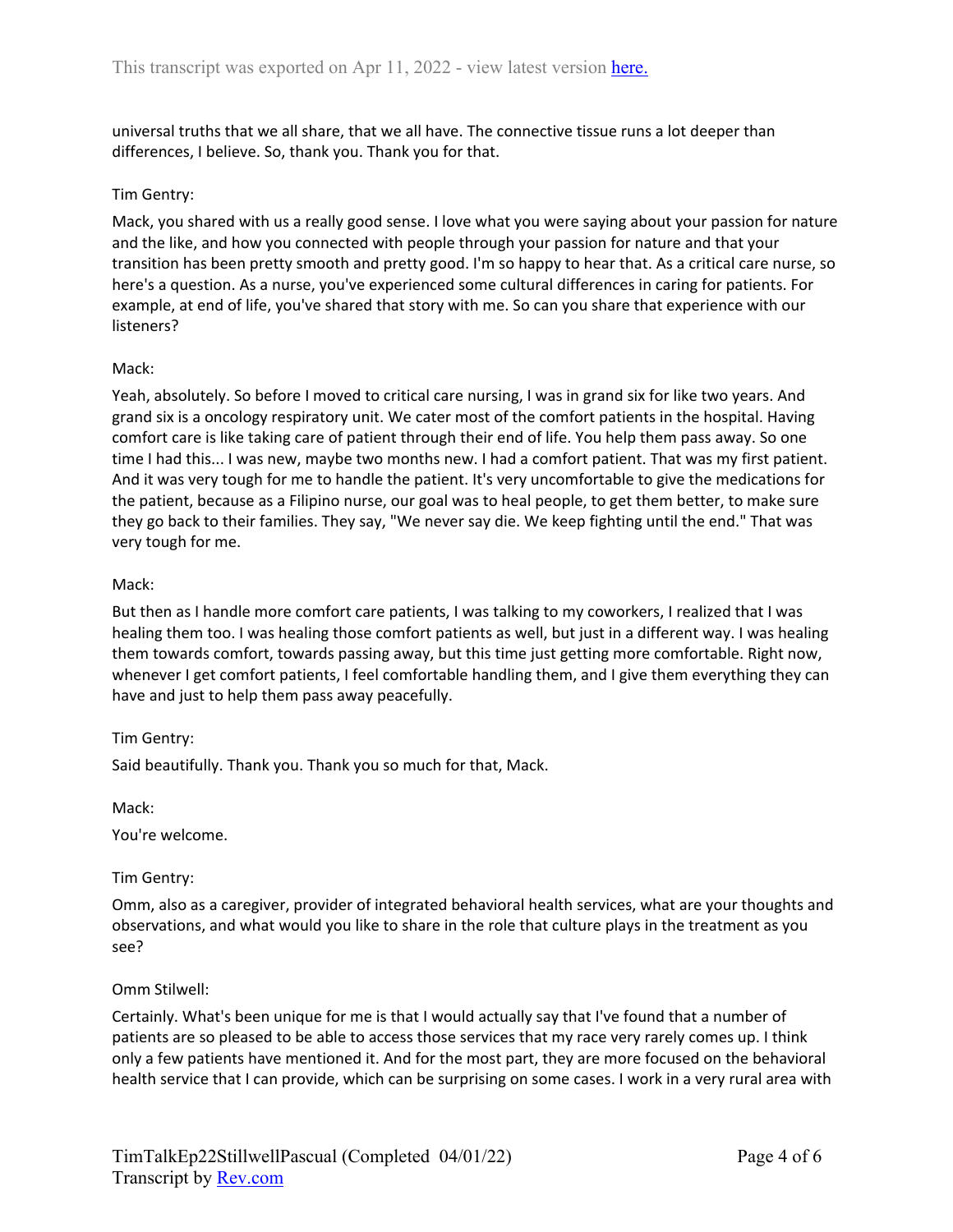universal truths that we all share, that we all have. The connective tissue runs a lot deeper than differences, I believe. So, thank you. Thank you for that.

Tim Gentry:

Mack, you shared with us a really good sense. I love what you were saying about your passion for nature and the like, and how you connected with people through your passion for nature and that your transition has been pretty smooth and pretty good. I'm so happy to hear that. As a critical care nurse, so here's a question. As a nurse, you've experienced some cultural differences in caring for patients. For example, at end of life, you've shared that story with me. So can you share that experience with our listeners?

Mack:

Yeah, absolutely. So before I moved to critical care nursing, I was in grand six for like two years. And grand six is a oncology respiratory unit. We cater most of the comfort patients in the hospital. Having comfort care is like taking care of patient through their end of life. You help them pass away. So one time I had this... I was new, maybe two months new. I had a comfort patient. That was my first patient. And it was very tough for me to handle the patient. It's very uncomfortable to give the medications for the patient, because as a Filipino nurse, our goal was to heal people, to get them better, to make sure they go back to their families. They say, "We never say die. We keep fighting until the end." That was very tough for me.

Mack:

But then as I handle more comfort care patients, I was talking to my coworkers, I realized that I was healing them too. I was healing those comfort patients as well, but just in a different way. I was healing them towards comfort, towards passing away, but this time just getting more comfortable. Right now, whenever I get comfort patients, I feel comfortable handling them, and I give them everything they can have and just to help them pass away peacefully.

Tim Gentry:

Said beautifully. Thank you. Thank you so much for that, Mack.

Mack:

You're welcome.

Tim Gentry:

Omm, also as a caregiver, provider of integrated behavioral health services, what are your thoughts and observations, and what would you like to share in the role that culture plays in the treatment as you see?

Omm Stilwell:

Certainly. What's been unique for me is that I would actually say that I've found that a number of patients are so pleased to be able to access those services that my race very rarely comes up. I think only a few patients have mentioned it. And for the most part, they are more focused on the behavioral health service that I can provide, which can be surprising on some cases. I work in a very rural area with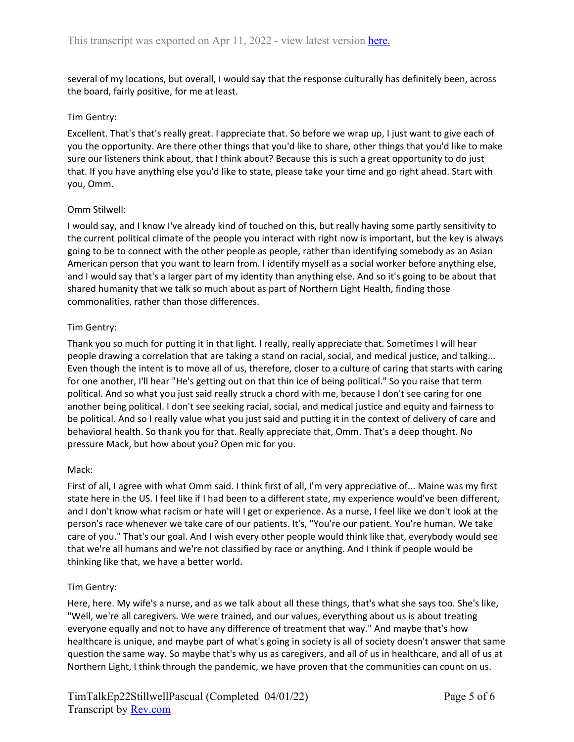several of my locations, but overall, I would say that the response culturally has definitely been, across the board, fairly positive, for me at least.

Tim Gentry:

Excellent. That's that's really great. I appreciate that. So before we wrap up, I just want to give each of you the opportunity. Are there other things that you'd like to share, other things that you'd like to make sure our listeners think about, that I think about? Because this is such a great opportunity to do just that. If you have anything else you'd like to state, please take your time and go right ahead. Start with you, Omm.

Omm Stilwell:

I would say, and I know I've already kind of touched on this, but really having some partly sensitivity to the current political climate of the people you interact with right now is important, but the key is always going to be to connect with the other people as people, rather than identifying somebody as an Asian American person that you want to learn from. I identify myself as a social worker before anything else, and I would say that's a larger part of my identity than anything else. And so it's going to be about that shared humanity that we talk so much about as part of Northern Light Health, finding those commonalities, rather than those differences.

Tim Gentry:

Thank you so much for putting it in that light. I really, really appreciate that. Sometimes I will hear people drawing a correlation that are taking a stand on racial, social, and medical justice, and talking... Even though the intent is to move all of us, therefore, closer to a culture of caring that starts with caring for one another, I'll hear "He's getting out on that thin ice of being political." So you raise that term political. And so what you just said really struck a chord with me, because I don't see caring for one another being political. I don't see seeking racial, social, and medical justice and equity and fairness to be political. And so I really value what you just said and putting it in the context of delivery of care and behavioral health. So thank you for that. Really appreciate that, Omm. That's a deep thought. No pressure Mack, but how about you? Open mic for you.

Mack:

First of all, I agree with what Omm said. I think first of all, I'm very appreciative of... Maine was my first state here in the US. I feel like if I had been to a different state, my experience would've been different, and I don't know what racism or hate will I get or experience. As a nurse, I feel like we don't look at the person's race whenever we take care of our patients. It's, "You're our patient. You're human. We take care of you." That's our goal. And I wish every other people would think like that, everybody would see that we're all humans and we're not classified by race or anything. And I think if people would be thinking like that, we have a better world.

Tim Gentry:

Here, here. My wife's a nurse, and as we talk about all these things, that's what she says too. She's like, "Well, we're all caregivers. We were trained, and our values, everything about us is about treating everyone equally and not to have any difference of treatment that way." And maybe that's how healthcare is unique, and maybe part of what's going in society is all of society doesn't answer that same question the same way. So maybe that's why us as caregivers, and all of us in healthcare, and all of us at Northern Light, I think through the pandemic, we have proven that the communities can count on us.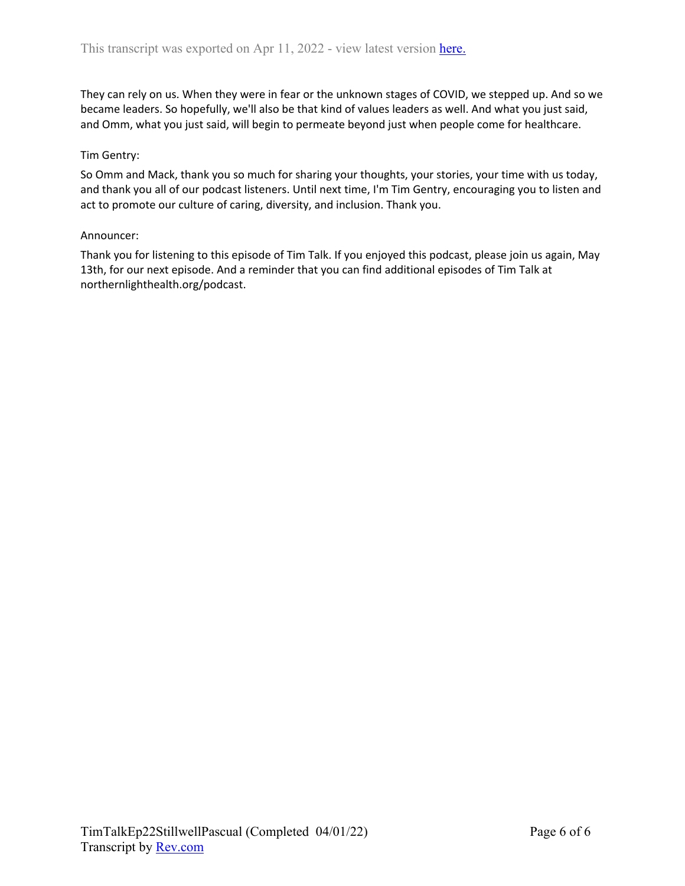They can rely on us. When they were in fear or the unknown stages of COVID, we stepped up. And so we became leaders. So hopefully, we'll also be that kind of values leaders as well. And what you just said, and Omm, what you just said, will begin to permeate beyond just when people come for healthcare.

Tim Gentry:

So Omm and Mack, thank you so much for sharing your thoughts, your stories, your time with us today, and thank you all of our podcast listeners. Until next time, I'm Tim Gentry, encouraging you to listen and act to promote our culture of caring, diversity, and inclusion. Thank you.

Announcer:

Thank you for listening to this episode of Tim Talk. If you enjoyed this podcast, please join us again, May 13th, for our next episode. And a reminder that you can find additional episodes of Tim Talk at northernlighthealth.org/podcast.